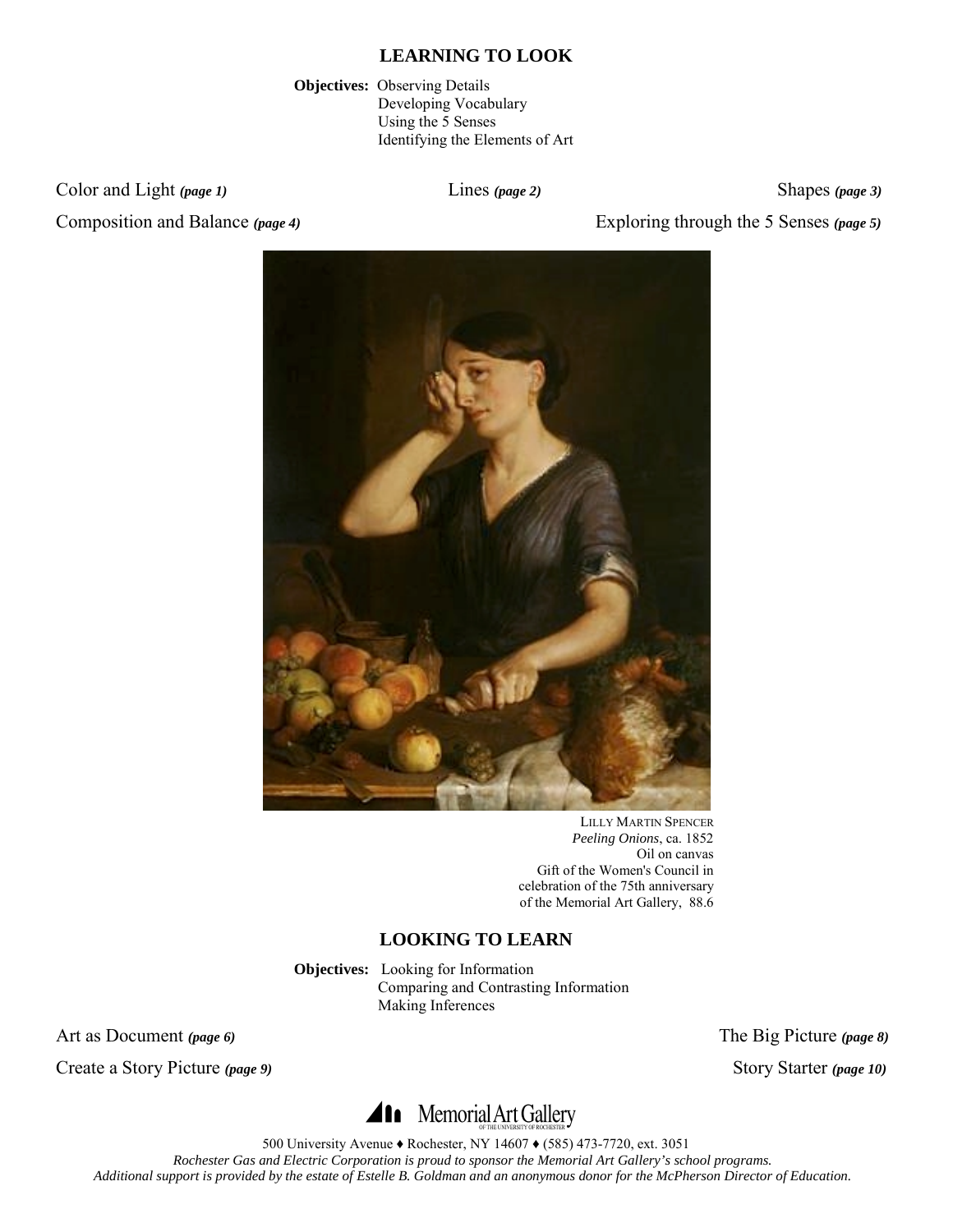## LEARNING TO LOOK

**Objectives:** Observing Details
Developing Vocabulary
Using the 5 Senses
Identifying the Elements of Art

Color and Light ***(page 1)***

Lines ***(page 2)***

Shapes ***(page 3)***

Composition and Balance ***(page 4)***

Exploring through the 5 Senses ***(page 5)***

LILLY MARTIN SPENCER
*Peeling Onions*, ca. 1852
Oil on canvas
Gift of the Women's Council in celebration of the 75th anniversary of the Memorial Art Gallery, 88.6

## LOOKING TO LEARN

**Objectives:** Looking for Information
Comparing and Contrasting Information
Making Inferences

Art as Document ***(page 6)***

The Big Picture ***(page 8)***

Create a Story Picture ***(page 9)***

Story Starter ***(page 10)***

Memorial Art Gallery OF THE UNIVERSITY OF ROCHESTER

500 University Avenue ♦ Rochester, NY 14607 ♦ (585) 473-7720, ext. 3051

*Rochester Gas and Electric Corporation is proud to sponsor the Memorial Art Gallery's school programs.*
*Additional support is provided by the estate of Estelle B. Goldman and an anonymous donor for the McPherson Director of Education.*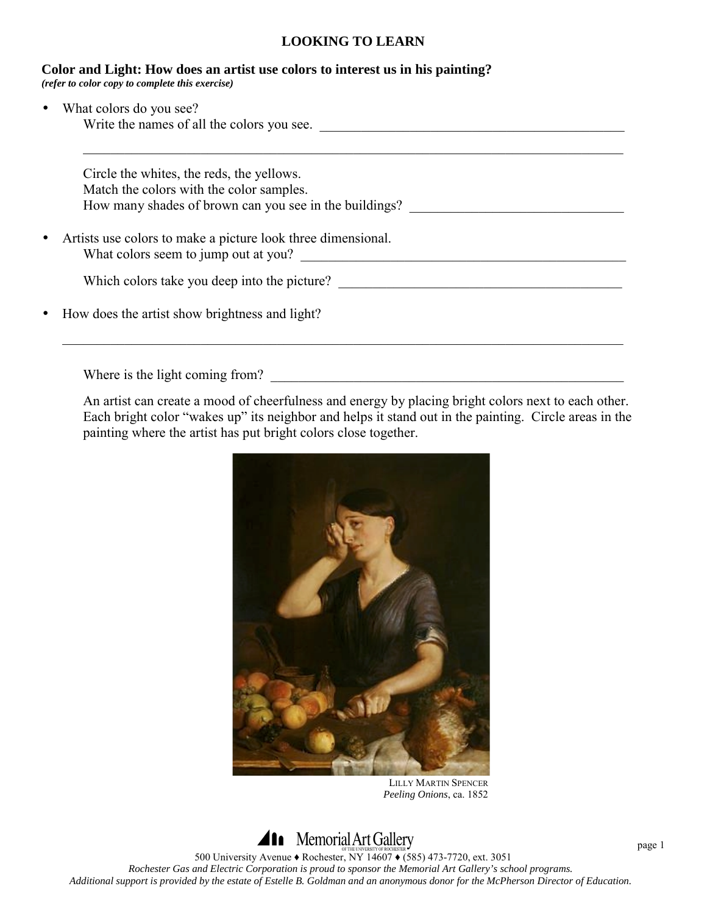**LOOKING TO LEARN**

**Color and Light: How does an artist use colors to interest us in his painting?**
***(refer to color copy to complete this exercise)***

- What colors do you see?
  Write the names of all the colors you see. _______________________________________________

  _______________________________________________________________________________

  Circle the whites, the reds, the yellows.
  Match the colors with the color samples.
  How many shades of brown can you see in the buildings? _______________________________

- Artists use colors to make a picture look three dimensional.
  What colors seem to jump out at you? ___________________________________________________

  Which colors take you deep into the picture? ____________________________________________

- How does the artist show brightness and light?

  _______________________________________________________________________________

  Where is the light coming from? _______________________________________________________

  An artist can create a mood of cheerfulness and energy by placing bright colors next to each other. Each bright color "wakes up" its neighbor and helps it stand out in the painting. Circle areas in the painting where the artist has put bright colors close together.

LILLY MARTIN SPENCER
*Peeling Onions*, ca. 1852

Memorial Art Gallery
OF THE UNIVERSITY OF ROCHESTER

500 University Avenue ♦ Rochester, NY 14607 ♦ (585) 473-7720, ext. 3051
*Rochester Gas and Electric Corporation is proud to sponsor the Memorial Art Gallery's school programs.*
*Additional support is provided by the estate of Estelle B. Goldman and an anonymous donor for the McPherson Director of Education.*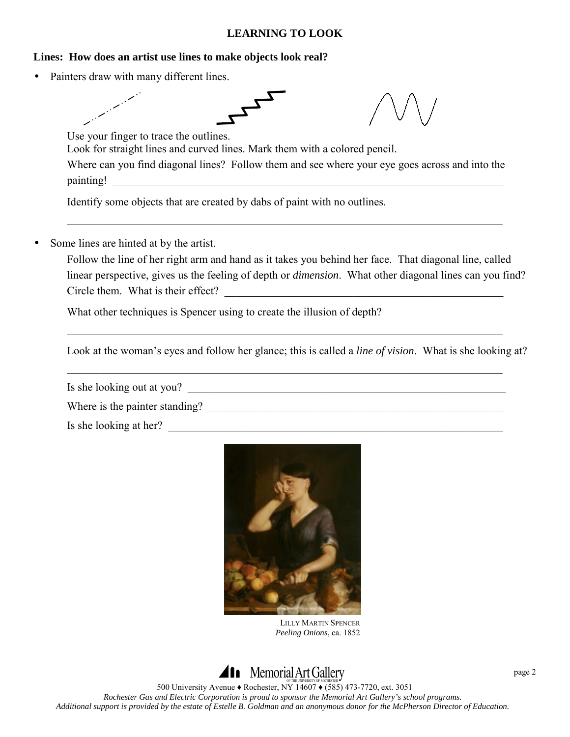## LEARNING TO LOOK

**Lines: How does an artist use lines to make objects look real?**

- Painters draw with many different lines.

  Use your finger to trace the outlines.

  Look for straight lines and curved lines. Mark them with a colored pencil.

  Where can you find diagonal lines? Follow them and see where your eye goes across and into the painting! ___________________________________________________________________________

  Identify some objects that are created by dabs of paint with no outlines.

  ___________________________________________________________________________

- Some lines are hinted at by the artist.

  Follow the line of her right arm and hand as it takes you behind her face. That diagonal line, called linear perspective, gives us the feeling of depth or *dimension*. What other diagonal lines can you find? Circle them. What is their effect? ___________________________________________________

  What other techniques is Spencer using to create the illusion of depth?

  ___________________________________________________________________________

  Look at the woman's eyes and follow her glance; this is called a *line of vision*. What is she looking at?

  ___________________________________________________________________________

  Is she looking out at you? ____________________________________________________________

  Where is the painter standing? ________________________________________________________

  Is she looking at her? ________________________________________________________________

LILLY MARTIN SPENCER
*Peeling Onions*, ca. 1852

Memorial Art Gallery of the University of Rochester

500 University Avenue ♦ Rochester, NY 14607 ♦ (585) 473-7720, ext. 3051

*Rochester Gas and Electric Corporation is proud to sponsor the Memorial Art Gallery's school programs.*
*Additional support is provided by the estate of Estelle B. Goldman and an anonymous donor for the McPherson Director of Education.*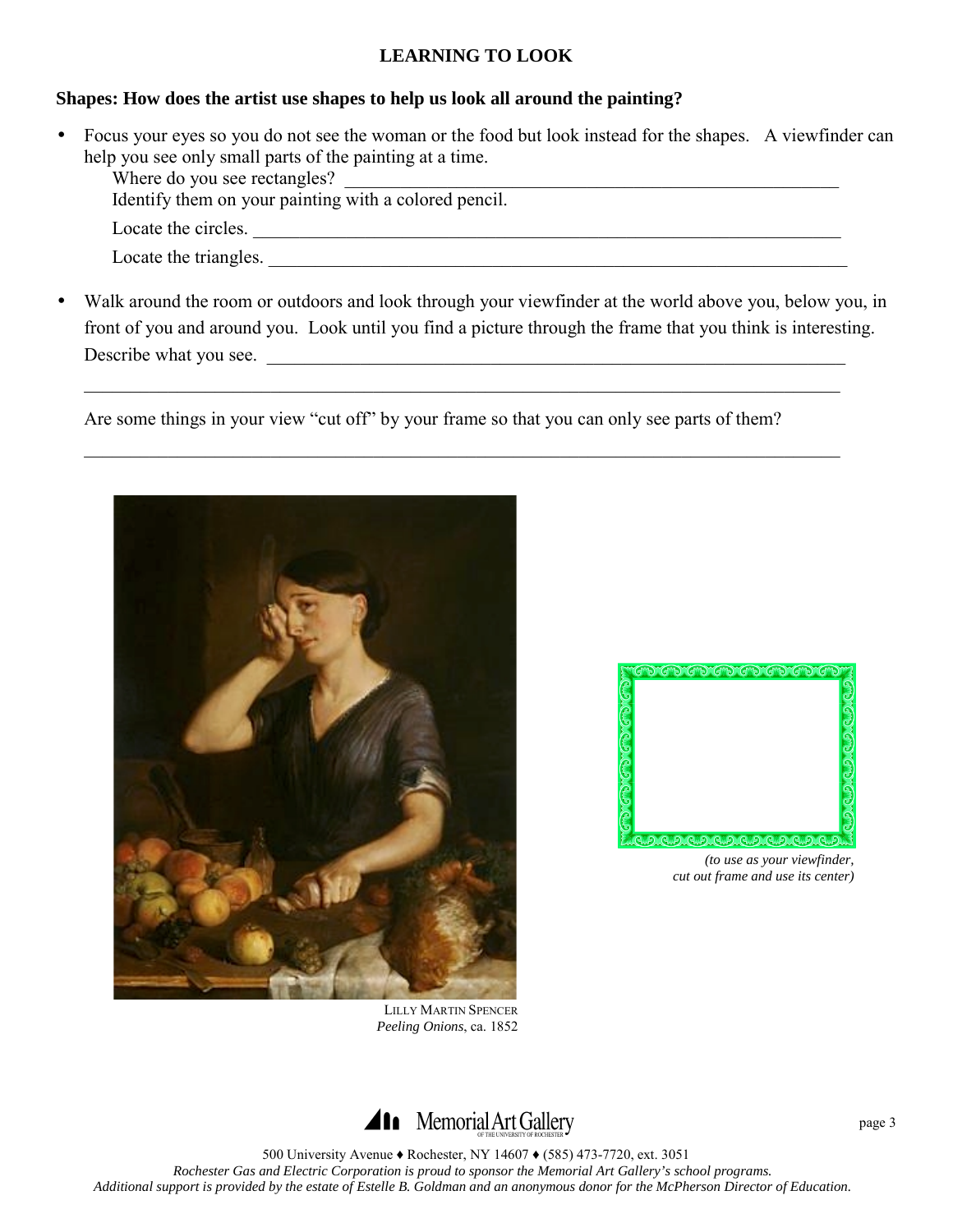## LEARNING TO LOOK

**Shapes: How does the artist use shapes to help us look all around the painting?**

- Focus your eyes so you do not see the woman or the food but look instead for the shapes. A viewfinder can help you see only small parts of the painting at a time.

  Where do you see rectangles? ___________________________________________________________

  Identify them on your painting with a colored pencil.

  Locate the circles. ___________________________________________________________________

  Locate the triangles. _________________________________________________________________

- Walk around the room or outdoors and look through your viewfinder at the world above you, below you, in front of you and around you. Look until you find a picture through the frame that you think is interesting. Describe what you see. _________________________________________________________________

  ____________________________________________________________________________________

  Are some things in your view "cut off" by your frame so that you can only see parts of them?

  ____________________________________________________________________________________

LILLY MARTIN SPENCER
*Peeling Onions*, ca. 1852

*(to use as your viewfinder, cut out frame and use its center)*

500 University Avenue ♦ Rochester, NY 14607 ♦ (585) 473-7720, ext. 3051
*Rochester Gas and Electric Corporation is proud to sponsor the Memorial Art Gallery's school programs.*
*Additional support is provided by the estate of Estelle B. Goldman and an anonymous donor for the McPherson Director of Education.*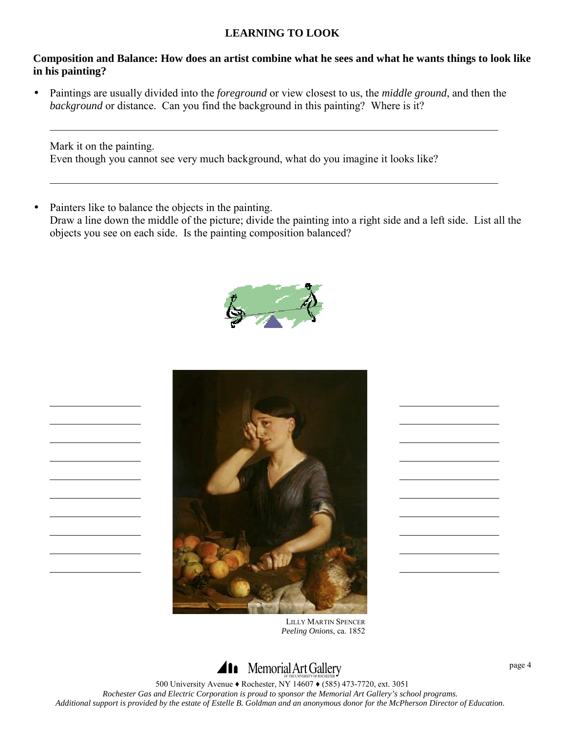# LEARNING TO LOOK

**Composition and Balance: How does an artist combine what he sees and what he wants things to look like in his painting?**

- Paintings are usually divided into the *foreground* or view closest to us, the *middle ground*, and then the *background* or distance. Can you find the background in this painting? Where is it?

  \_\_\_\_\_\_\_\_\_\_\_\_\_\_\_\_\_\_\_\_\_\_\_\_\_\_\_\_\_\_\_\_\_\_\_\_\_\_\_\_\_\_\_\_\_\_\_\_\_\_\_\_\_\_\_\_\_\_\_\_\_\_\_\_\_\_\_\_\_\_\_\_\_\_\_\_\_\_

  Mark it on the painting.
  Even though you cannot see very much background, what do you imagine it looks like?

  \_\_\_\_\_\_\_\_\_\_\_\_\_\_\_\_\_\_\_\_\_\_\_\_\_\_\_\_\_\_\_\_\_\_\_\_\_\_\_\_\_\_\_\_\_\_\_\_\_\_\_\_\_\_\_\_\_\_\_\_\_\_\_\_\_\_\_\_\_\_\_\_\_\_\_\_\_\_

- Painters like to balance the objects in the painting.
  Draw a line down the middle of the picture; divide the painting into a right side and a left side. List all the objects you see on each side. Is the painting composition balanced?

LILLY MARTIN SPENCER
*Peeling Onions*, ca. 1852

Memorial Art Gallery of the University of Rochester
500 University Avenue ♦ Rochester, NY 14607 ♦ (585) 473-7720, ext. 3051
*Rochester Gas and Electric Corporation is proud to sponsor the Memorial Art Gallery's school programs.*
*Additional support is provided by the estate of Estelle B. Goldman and an anonymous donor for the McPherson Director of Education.*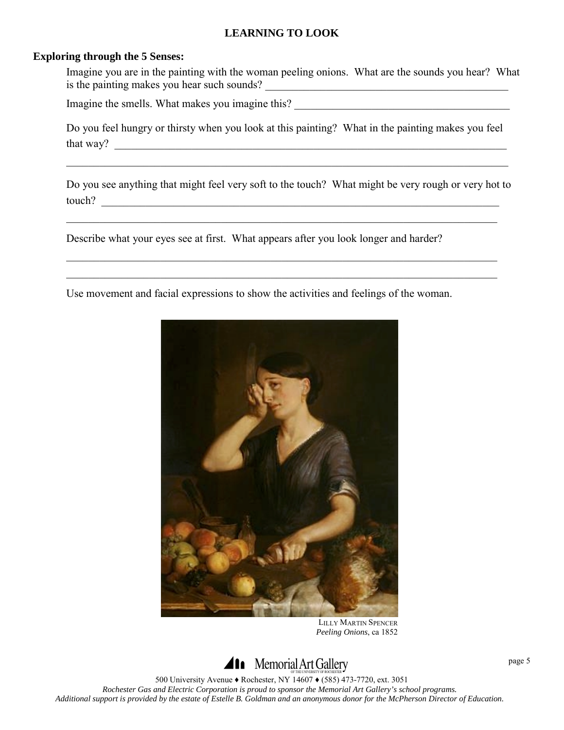# LEARNING TO LOOK

**Exploring through the 5 Senses:**

Imagine you are in the painting with the woman peeling onions. What are the sounds you hear? What is the painting makes you hear such sounds? ______________________________________________

Imagine the smells. What makes you imagine this? ________________________________________

Do you feel hungry or thirsty when you look at this painting? What in the painting makes you feel that way? ____________________________________________________________________________

___________________________________________________________________________________

Do you see anything that might feel very soft to the touch? What might be very rough or very hot to touch? ______________________________________________________________________________

___________________________________________________________________________________

Describe what your eyes see at first. What appears after you look longer and harder?

___________________________________________________________________________________

___________________________________________________________________________________

Use movement and facial expressions to show the activities and feelings of the woman.

LILLY MARTIN SPENCER
*Peeling Onions*, ca 1852

Memorial Art Gallery OF THE UNIVERSITY OF ROCHESTER

500 University Avenue ♦ Rochester, NY 14607 ♦ (585) 473-7720, ext. 3051
*Rochester Gas and Electric Corporation is proud to sponsor the Memorial Art Gallery's school programs.*
*Additional support is provided by the estate of Estelle B. Goldman and an anonymous donor for the McPherson Director of Education.*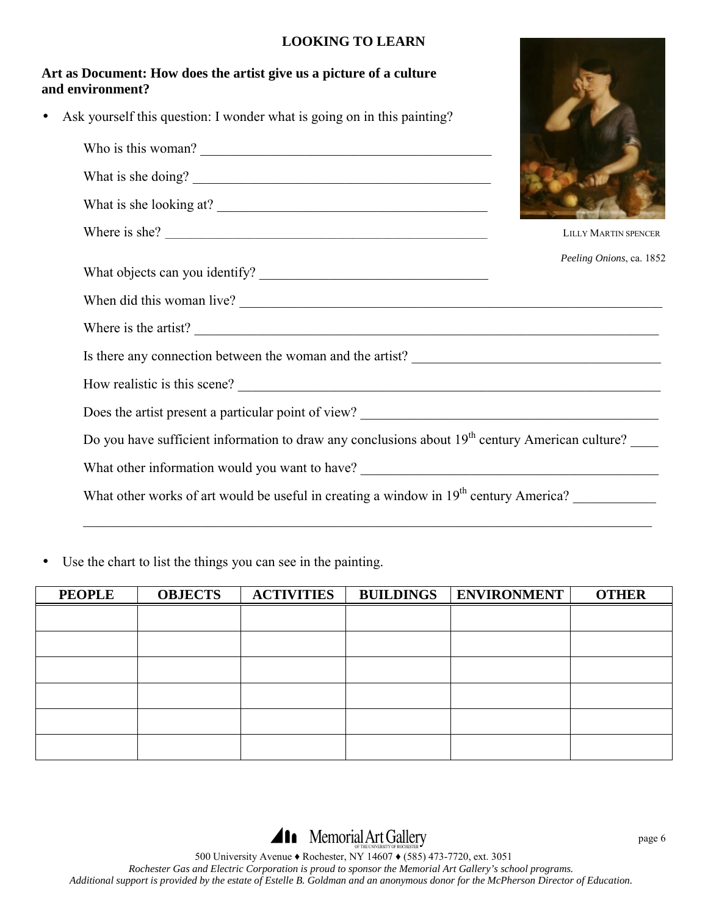**LOOKING TO LEARN**

**Art as Document: How does the artist give us a picture of a culture and environment?**

- Ask yourself this question: I wonder what is going on in this painting?

  Who is this woman? ___________________________________________

  What is she doing? ___________________________________________

  What is she looking at? _______________________________________

  Where is she? _______________________________________________

  What objects can you identify? _________________________________

  When did this woman live? _____________________________________________________________

  Where is the artist? _________________________________________________________________

  Is there any connection between the woman and the artist? ___________________________________

  How realistic is this scene? ____________________________________________________________

  Does the artist present a particular point of view? __________________________________________

  Do you have sufficient information to draw any conclusions about 19th century American culture? ____

  What other information would you want to have? ___________________________________________

  What other works of art would be useful in creating a window in 19th century America? ___________

  ______________________________________________________________________________

LILLY MARTIN SPENCER

*Peeling Onions*, ca. 1852

- Use the chart to list the things you can see in the painting.

| PEOPLE | OBJECTS | ACTIVITIES | BUILDINGS | ENVIRONMENT | OTHER |
|---|---|---|---|---|---|
| | | | | | |
| | | | | | |
| | | | | | |
| | | | | | |
| | | | | | |
| | | | | | |

Memorial Art Gallery OF THE UNIVERSITY OF ROCHESTER

500 University Avenue ♦ Rochester, NY 14607 ♦ (585) 473-7720, ext. 3051

*Rochester Gas and Electric Corporation is proud to sponsor the Memorial Art Gallery's school programs.*

*Additional support is provided by the estate of Estelle B. Goldman and an anonymous donor for the McPherson Director of Education.*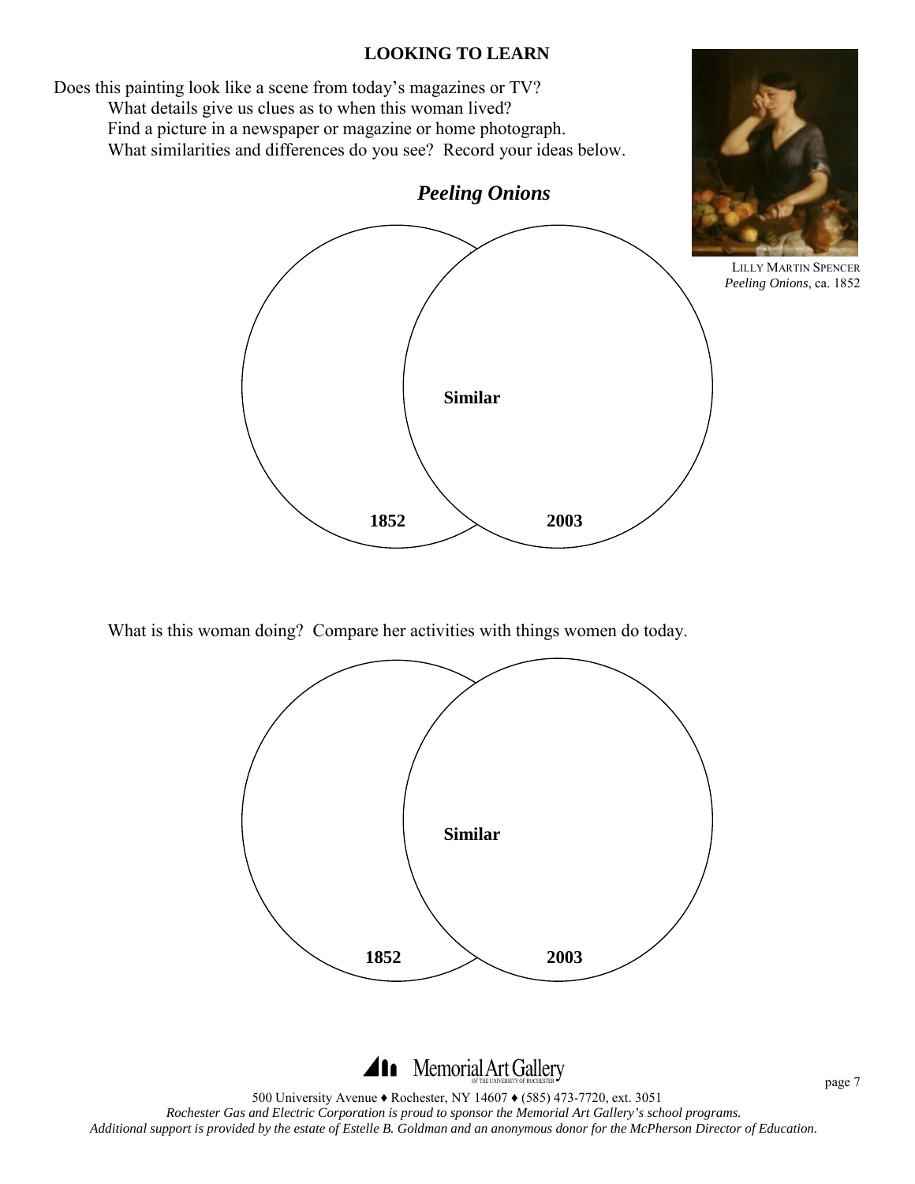## LOOKING TO LEARN

Does this painting look like a scene from today's magazines or TV?

What details give us clues as to when this woman lived?

Find a picture in a newspaper or magazine or home photograph.

What similarities and differences do you see? Record your ideas below.

LILLY MARTIN SPENCER
*Peeling Onions*, ca. 1852

### *Peeling Onions*

| 1852 | Similar | 2003 |
|---|---|---|
| | | |

What is this woman doing? Compare her activities with things women do today.

| 1852 | Similar | 2003 |
|---|---|---|
| | | |

500 University Avenue ♦ Rochester, NY 14607 ♦ (585) 473-7720, ext. 3051

*Rochester Gas and Electric Corporation is proud to sponsor the Memorial Art Gallery's school programs.*

*Additional support is provided by the estate of Estelle B. Goldman and an anonymous donor for the McPherson Director of Education.*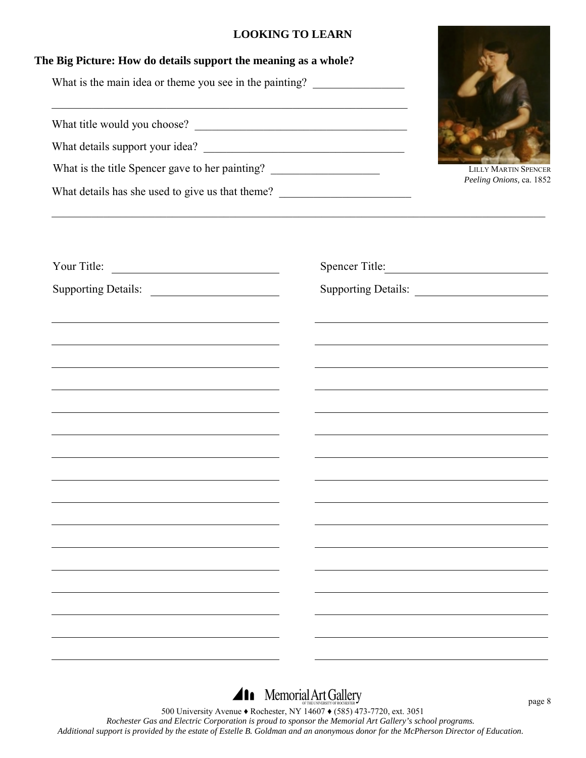# LOOKING TO LEARN

**The Big Picture: How do details support the meaning as a whole?**

What is the main idea or theme you see in the painting? ________________

_________________________________________________________________

What title would you choose? ______________________________________

What details support your idea? ____________________________________

What is the title Spencer gave to her painting? ___________________

What details has she used to give us that theme? _______________________

_________________________________________________________________

LILLY MARTIN SPENCER
*Peeling Onions,* ca. 1852

Your Title: ______________________________

Supporting Details: ______________________

_________________________________________

_________________________________________

_________________________________________

_________________________________________

_________________________________________

_________________________________________

_________________________________________

_________________________________________

_________________________________________

_________________________________________

_________________________________________

_________________________________________

_________________________________________

_________________________________________

_________________________________________

_________________________________________

Spencer Title: ____________________________

Supporting Details: ______________________

_________________________________________

_________________________________________

_________________________________________

_________________________________________

_________________________________________

_________________________________________

_________________________________________

_________________________________________

_________________________________________

_________________________________________

_________________________________________

_________________________________________

_________________________________________

_________________________________________

_________________________________________

_________________________________________

Memorial Art Gallery OF THE UNIVERSITY OF ROCHESTER

500 University Avenue ♦ Rochester, NY 14607 ♦ (585) 473-7720, ext. 3051

*Rochester Gas and Electric Corporation is proud to sponsor the Memorial Art Gallery's school programs.*

*Additional support is provided by the estate of Estelle B. Goldman and an anonymous donor for the McPherson Director of Education.*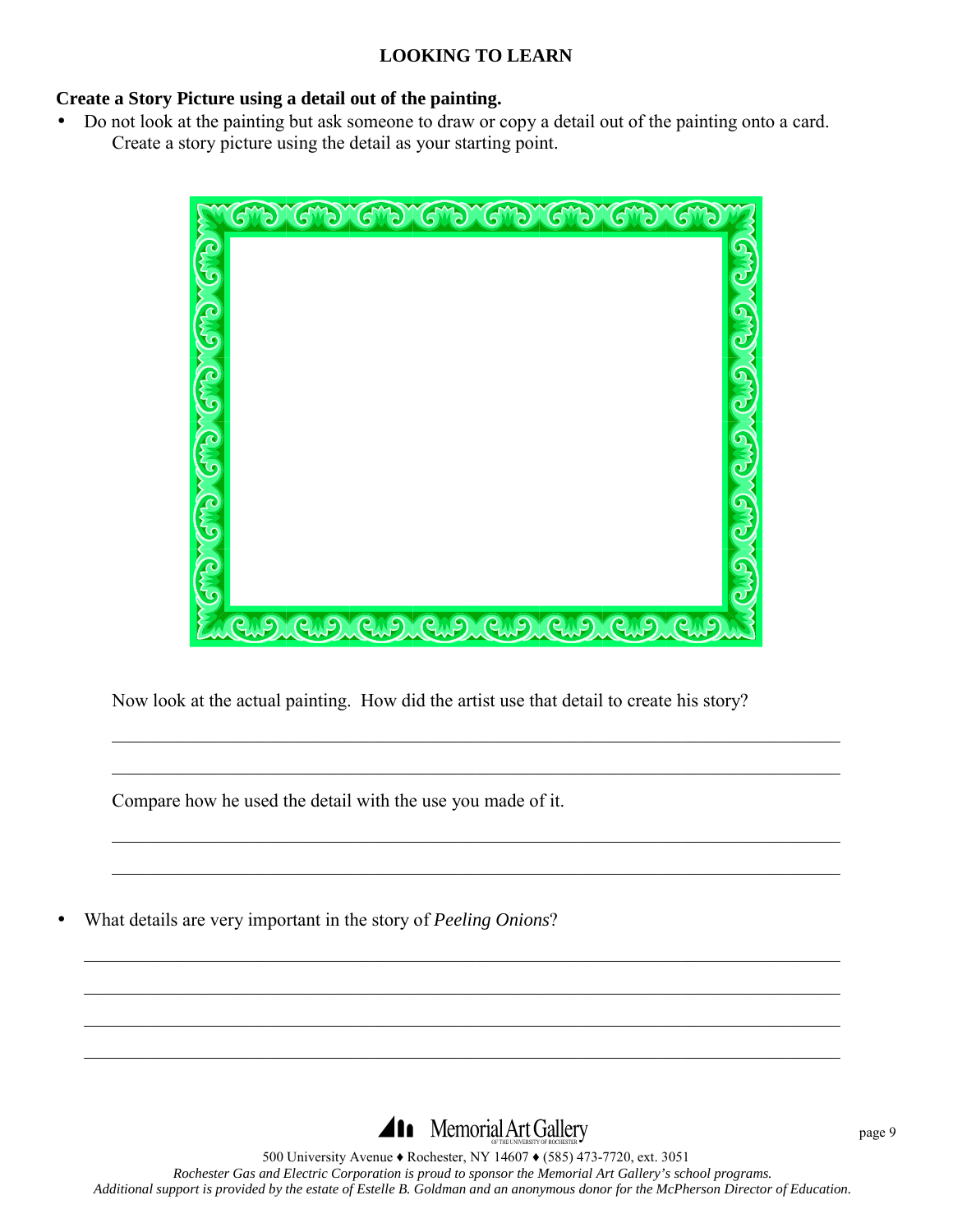## LOOKING TO LEARN

**Create a Story Picture using a detail out of the painting.**

- Do not look at the painting but ask someone to draw or copy a detail out of the painting onto a card. Create a story picture using the detail as your starting point.

Now look at the actual painting. How did the artist use that detail to create his story?

\_\_\_\_\_\_\_\_\_\_\_\_\_\_\_\_\_\_\_\_\_\_\_\_\_\_\_\_\_\_\_\_\_\_\_\_\_\_\_\_\_\_\_\_\_\_\_\_\_\_\_\_\_\_\_\_\_\_\_\_\_\_\_\_\_\_\_\_\_\_\_\_

\_\_\_\_\_\_\_\_\_\_\_\_\_\_\_\_\_\_\_\_\_\_\_\_\_\_\_\_\_\_\_\_\_\_\_\_\_\_\_\_\_\_\_\_\_\_\_\_\_\_\_\_\_\_\_\_\_\_\_\_\_\_\_\_\_\_\_\_\_\_\_\_

Compare how he used the detail with the use you made of it.

\_\_\_\_\_\_\_\_\_\_\_\_\_\_\_\_\_\_\_\_\_\_\_\_\_\_\_\_\_\_\_\_\_\_\_\_\_\_\_\_\_\_\_\_\_\_\_\_\_\_\_\_\_\_\_\_\_\_\_\_\_\_\_\_\_\_\_\_\_\_\_\_

\_\_\_\_\_\_\_\_\_\_\_\_\_\_\_\_\_\_\_\_\_\_\_\_\_\_\_\_\_\_\_\_\_\_\_\_\_\_\_\_\_\_\_\_\_\_\_\_\_\_\_\_\_\_\_\_\_\_\_\_\_\_\_\_\_\_\_\_\_\_\_\_

- What details are very important in the story of *Peeling Onions*?

\_\_\_\_\_\_\_\_\_\_\_\_\_\_\_\_\_\_\_\_\_\_\_\_\_\_\_\_\_\_\_\_\_\_\_\_\_\_\_\_\_\_\_\_\_\_\_\_\_\_\_\_\_\_\_\_\_\_\_\_\_\_\_\_\_\_\_\_\_\_\_\_

\_\_\_\_\_\_\_\_\_\_\_\_\_\_\_\_\_\_\_\_\_\_\_\_\_\_\_\_\_\_\_\_\_\_\_\_\_\_\_\_\_\_\_\_\_\_\_\_\_\_\_\_\_\_\_\_\_\_\_\_\_\_\_\_\_\_\_\_\_\_\_\_

\_\_\_\_\_\_\_\_\_\_\_\_\_\_\_\_\_\_\_\_\_\_\_\_\_\_\_\_\_\_\_\_\_\_\_\_\_\_\_\_\_\_\_\_\_\_\_\_\_\_\_\_\_\_\_\_\_\_\_\_\_\_\_\_\_\_\_\_\_\_\_\_

\_\_\_\_\_\_\_\_\_\_\_\_\_\_\_\_\_\_\_\_\_\_\_\_\_\_\_\_\_\_\_\_\_\_\_\_\_\_\_\_\_\_\_\_\_\_\_\_\_\_\_\_\_\_\_\_\_\_\_\_\_\_\_\_\_\_\_\_\_\_\_\_

Memorial Art Gallery OF THE UNIVERSITY OF ROCHESTER

500 University Avenue ♦ Rochester, NY 14607 ♦ (585) 473-7720, ext. 3051

*Rochester Gas and Electric Corporation is proud to sponsor the Memorial Art Gallery's school programs.*
*Additional support is provided by the estate of Estelle B. Goldman and an anonymous donor for the McPherson Director of Education.*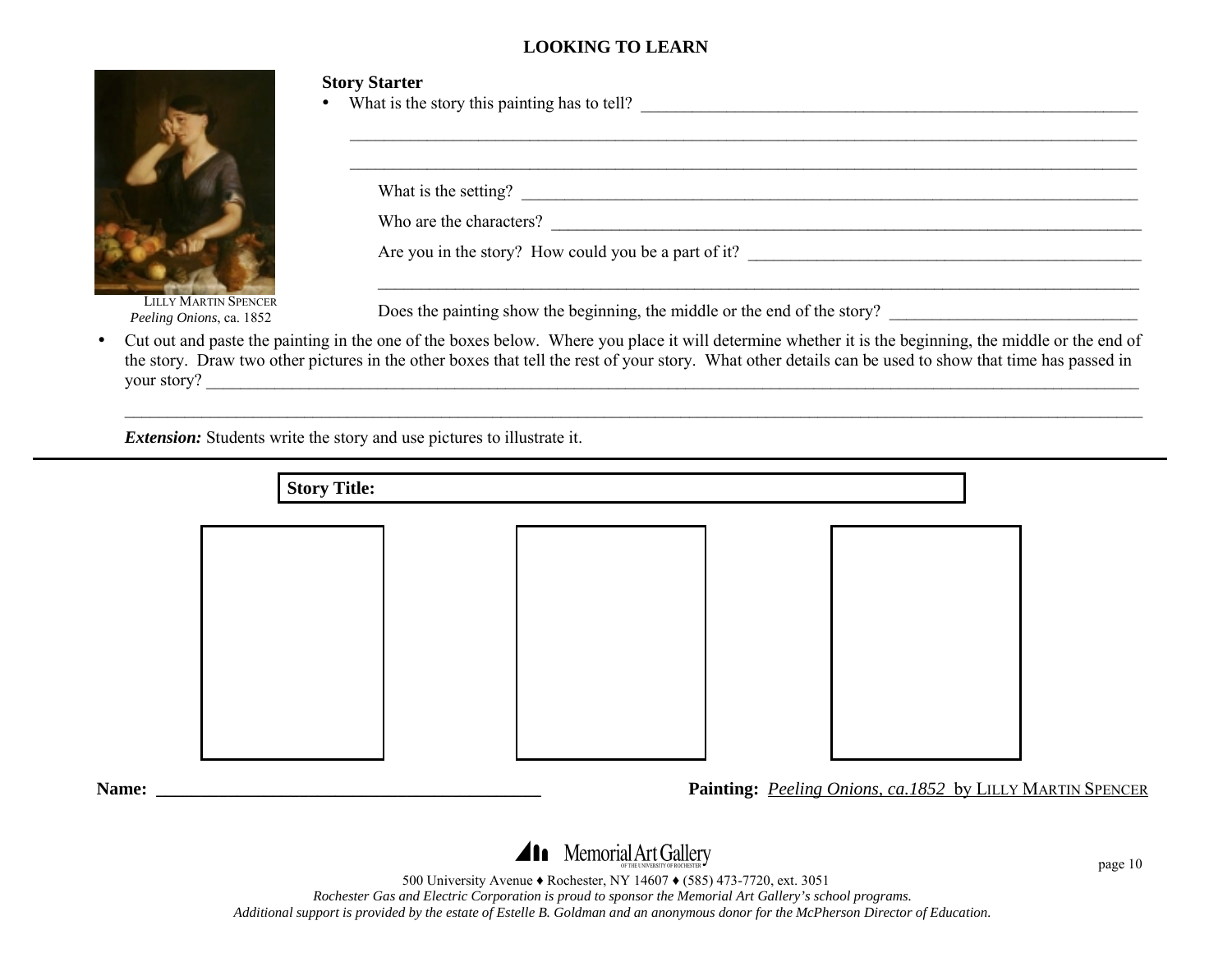**LOOKING TO LEARN**

LILLY MARTIN SPENCER
*Peeling Onions*, ca. 1852

**Story Starter**

- What is the story this painting has to tell? ____________________________________________

  ____________________________________________

  ____________________________________________

  What is the setting? ____________________________________________

  Who are the characters? ____________________________________________

  Are you in the story? How could you be a part of it? ____________________________________________

  ____________________________________________

  Does the painting show the beginning, the middle or the end of the story? ____________________________

- Cut out and paste the painting in the one of the boxes below. Where you place it will determine whether it is the beginning, the middle or the end of the story. Draw two other pictures in the other boxes that tell the rest of your story. What other details can be used to show that time has passed in your story? ____________________________________________

  ____________________________________________

*Extension:* Students write the story and use pictures to illustrate it.

---

**Story Title:**

**Name:** ____________________________________________

**Painting:** *Peeling Onions, ca.1852* by LILLY MARTIN SPENCER

Memorial Art Gallery
OF THE UNIVERSITY OF ROCHESTER

500 University Avenue ♦ Rochester, NY 14607 ♦ (585) 473-7720, ext. 3051

*Rochester Gas and Electric Corporation is proud to sponsor the Memorial Art Gallery's school programs.*

*Additional support is provided by the estate of Estelle B. Goldman and an anonymous donor for the McPherson Director of Education.*